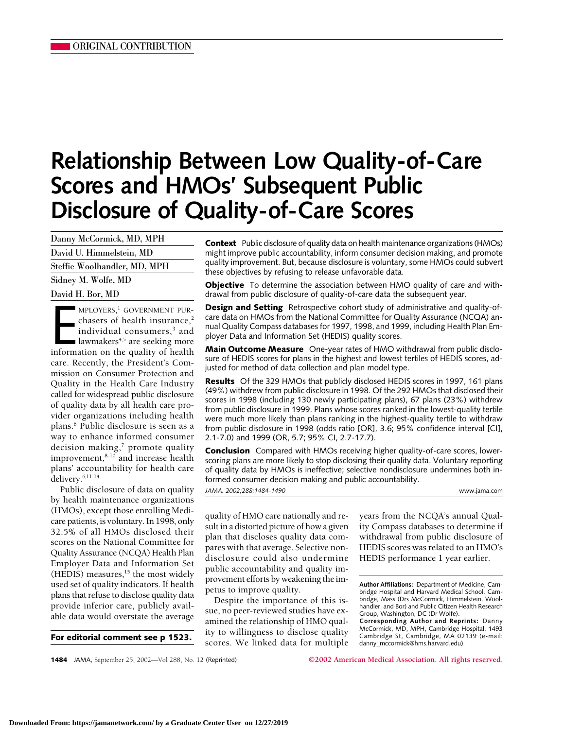ORIGINAL CONTRIBUTION

# Relationship Between Low Quality-of-Care Scores and HMOs' Subsequent Public Disclosure of Quality-of-Care Scores

Danny McCormick, MD, MPH

David U. Himmelstein, MD

Steffie Woolhandler, MD, MPH

Sidney M. Wolfe, MD

David H. Bor, MD

**Context** Public disclosure of quality data on health maintenance organizations (HMOs) might improve public accountability, inform consumer decision making, and promote quality improvement. But, because disclosure is voluntary, some HMOs could subvert these objectives by refusing to release unfavorable data.

**Objective** To determine the association between HMO quality of care and withdrawal from public disclosure of quality-of-care data the subsequent year.

**Design and Setting** Retrospective cohort study of administrative and quality-of-care data on HMOs from the National Committee for Quality Assurance (NCQA) annual Quality Compass databases for 1997, 1998, and 1999, including Health Plan Employer Data and Information Set (HEDIS) quality scores.

**Main Outcome Measure** One-year rates of HMO withdrawal from public disclosure of HEDIS scores for plans in the highest and lowest tertiles of HEDIS scores, adjusted for method of data collection and plan model type.

**Results** Of the 329 HMOs that publicly disclosed HEDIS scores in 1997, 161 plans (49%) withdrew from public disclosure in 1998. Of the 292 HMOs that disclosed their scores in 1998 (including 130 newly participating plans), 67 plans (23%) withdrew from public disclosure in 1999. Plans whose scores ranked in the lowest-quality tertile were much more likely than plans ranking in the highest-quality tertile to withdraw from public disclosure in 1998 (odds ratio [OR], 3.6; 95% confidence interval [CI], 2.1-7.0) and 1999 (OR, 5.7; 95% CI, 2.7-17.7).

**Conclusion** Compared with HMOs receiving higher quality-of-care scores, lower-scoring plans are more likely to stop disclosing their quality data. Voluntary reporting of quality data by HMOs is ineffective; selective nondisclosure undermines both informed consumer decision making and public accountability.

*JAMA. 2002;288:1484-1490*

www.jama.com

EMPLOYERS,[1] GOVERNMENT PURchasers of health insurance,[2] individual consumers,[3] and lawmakers[4,5] are seeking more information on the quality of health care. Recently, the President's Commission on Consumer Protection and Quality in the Health Care Industry called for widespread public disclosure of quality data by all health care provider organizations including health plans.[6] Public disclosure is seen as a way to enhance informed consumer decision making,[7] promote quality improvement,[8-10] and increase health plans' accountability for health care delivery.[6,11-14]

Public disclosure of data on quality by health maintenance organizations (HMOs), except those enrolling Medicare patients, is voluntary. In 1998, only 32.5% of all HMOs disclosed their scores on the National Committee for Quality Assurance (NCQA) Health Plan Employer Data and Information Set (HEDIS) measures,[15] the most widely used set of quality indicators. If health plans that refuse to disclose quality data provide inferior care, publicly available data would overstate the average quality of HMO care nationally and result in a distorted picture of how a given plan that discloses quality data compares with that average. Selective nondisclosure could also undermine public accountability and quality improvement efforts by weakening the impetus to improve quality.

**For editorial comment see p 1523.**

Despite the importance of this issue, no peer-reviewed studies have examined the relationship of HMO quality to willingness to disclose quality scores. We linked data for multiple years from the NCQA's annual Quality Compass databases to determine if withdrawal from public disclosure of HEDIS scores was related to an HMO's HEDIS performance 1 year earlier.

**Author Affiliations:** Department of Medicine, Cambridge Hospital and Harvard Medical School, Cambridge, Mass (Drs McCormick, Himmelstein, Woolhandler, and Bor) and Public Citizen Health Research Group, Washington, DC (Dr Wolfe).

**Corresponding Author and Reprints:** Danny McCormick, MD, MPH, Cambridge Hospital, 1493 Cambridge St, Cambridge, MA 02139 (e-mail: danny_mccormick@hms.harvard.edu).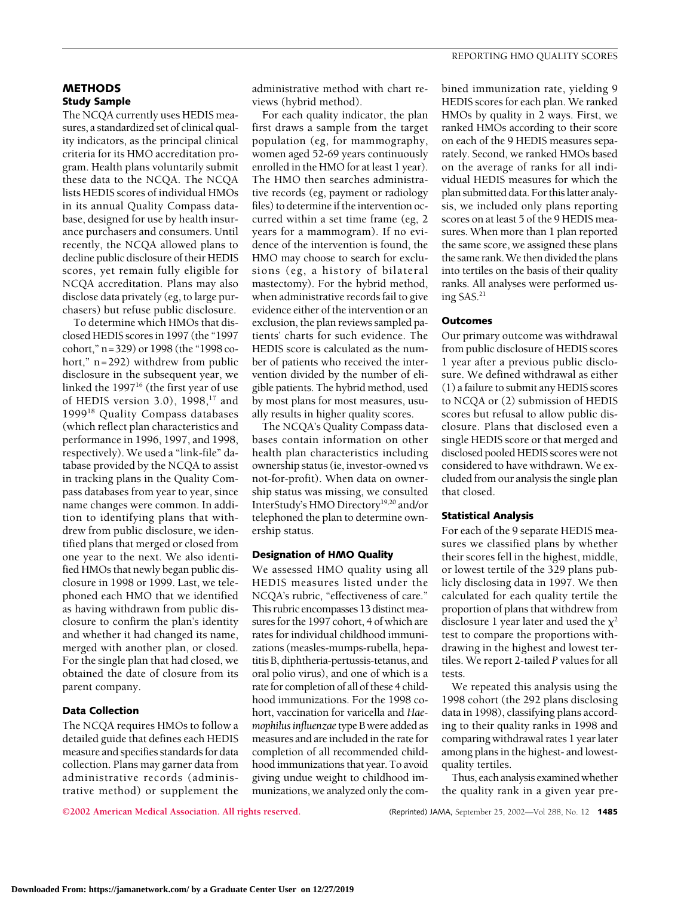## METHODS

### Study Sample

The NCQA currently uses HEDIS measures, a standardized set of clinical quality indicators, as the principal clinical criteria for its HMO accreditation program. Health plans voluntarily submit these data to the NCQA. The NCQA lists HEDIS scores of individual HMOs in its annual Quality Compass database, designed for use by health insurance purchasers and consumers. Until recently, the NCQA allowed plans to decline public disclosure of their HEDIS scores, yet remain fully eligible for NCQA accreditation. Plans may also disclose data privately (eg, to large purchasers) but refuse public disclosure.

To determine which HMOs that disclosed HEDIS scores in 1997 (the "1997 cohort," n=329) or 1998 (the "1998 cohort," n=292) withdrew from public disclosure in the subsequent year, we linked the 1997[16] (the first year of use of HEDIS version 3.0), 1998,[17] and 1999[18] Quality Compass databases (which reflect plan characteristics and performance in 1996, 1997, and 1998, respectively). We used a "link-file" database provided by the NCQA to assist in tracking plans in the Quality Compass databases from year to year, since name changes were common. In addition to identifying plans that withdrew from public disclosure, we identified plans that merged or closed from one year to the next. We also identified HMOs that newly began public disclosure in 1998 or 1999. Last, we telephoned each HMO that we identified as having withdrawn from public disclosure to confirm the plan's identity and whether it had changed its name, merged with another plan, or closed. For the single plan that had closed, we obtained the date of closure from its parent company.

### Data Collection

The NCQA requires HMOs to follow a detailed guide that defines each HEDIS measure and specifies standards for data collection. Plans may garner data from administrative records (administrative method) or supplement the administrative method with chart reviews (hybrid method).

For each quality indicator, the plan first draws a sample from the target population (eg, for mammography, women aged 52-69 years continuously enrolled in the HMO for at least 1 year). The HMO then searches administrative records (eg, payment or radiology files) to determine if the intervention occurred within a set time frame (eg, 2 years for a mammogram). If no evidence of the intervention is found, the HMO may choose to search for exclusions (eg, a history of bilateral mastectomy). For the hybrid method, when administrative records fail to give evidence either of the intervention or an exclusion, the plan reviews sampled patients' charts for such evidence. The HEDIS score is calculated as the number of patients who received the intervention divided by the number of eligible patients. The hybrid method, used by most plans for most measures, usually results in higher quality scores.

The NCQA's Quality Compass databases contain information on other health plan characteristics including ownership status (ie, investor-owned vs not-for-profit). When data on ownership status was missing, we consulted InterStudy's HMO Directory[19,20] and/or telephoned the plan to determine ownership status.

### Designation of HMO Quality

We assessed HMO quality using all HEDIS measures listed under the NCQA's rubric, "effectiveness of care." This rubric encompasses 13 distinct measures for the 1997 cohort, 4 of which are rates for individual childhood immunizations (measles-mumps-rubella, hepatitis B, diphtheria-pertussis-tetanus, and oral polio virus), and one of which is a rate for completion of all of these 4 childhood immunizations. For the 1998 cohort, vaccination for varicella and *Haemophilus influenzae* type B were added as measures and are included in the rate for completion of all recommended childhood immunizations that year. To avoid giving undue weight to childhood immunizations, we analyzed only the combined immunization rate, yielding 9 HEDIS scores for each plan. We ranked HMOs by quality in 2 ways. First, we ranked HMOs according to their score on each of the 9 HEDIS measures separately. Second, we ranked HMOs based on the average of ranks for all individual HEDIS measures for which the plan submitted data. For this latter analysis, we included only plans reporting scores on at least 5 of the 9 HEDIS measures. When more than 1 plan reported the same score, we assigned these plans the same rank. We then divided the plans into tertiles on the basis of their quality ranks. All analyses were performed using SAS.[21]

### Outcomes

Our primary outcome was withdrawal from public disclosure of HEDIS scores 1 year after a previous public disclosure. We defined withdrawal as either (1) a failure to submit any HEDIS scores to NCQA or (2) submission of HEDIS scores but refusal to allow public disclosure. Plans that disclosed even a single HEDIS score or that merged and disclosed pooled HEDIS scores were not considered to have withdrawn. We excluded from our analysis the single plan that closed.

### Statistical Analysis

For each of the 9 separate HEDIS measures we classified plans by whether their scores fell in the highest, middle, or lowest tertile of the 329 plans publicly disclosing data in 1997. We then calculated for each quality tertile the proportion of plans that withdrew from disclosure 1 year later and used the $\chi^2$ test to compare the proportions withdrawing in the highest and lowest tertiles. We report 2-tailed *P* values for all tests.

We repeated this analysis using the 1998 cohort (the 292 plans disclosing data in 1998), classifying plans according to their quality ranks in 1998 and comparing withdrawal rates 1 year later among plans in the highest- and lowest-quality tertiles.

Thus, each analysis examined whether the quality rank in a given year pre-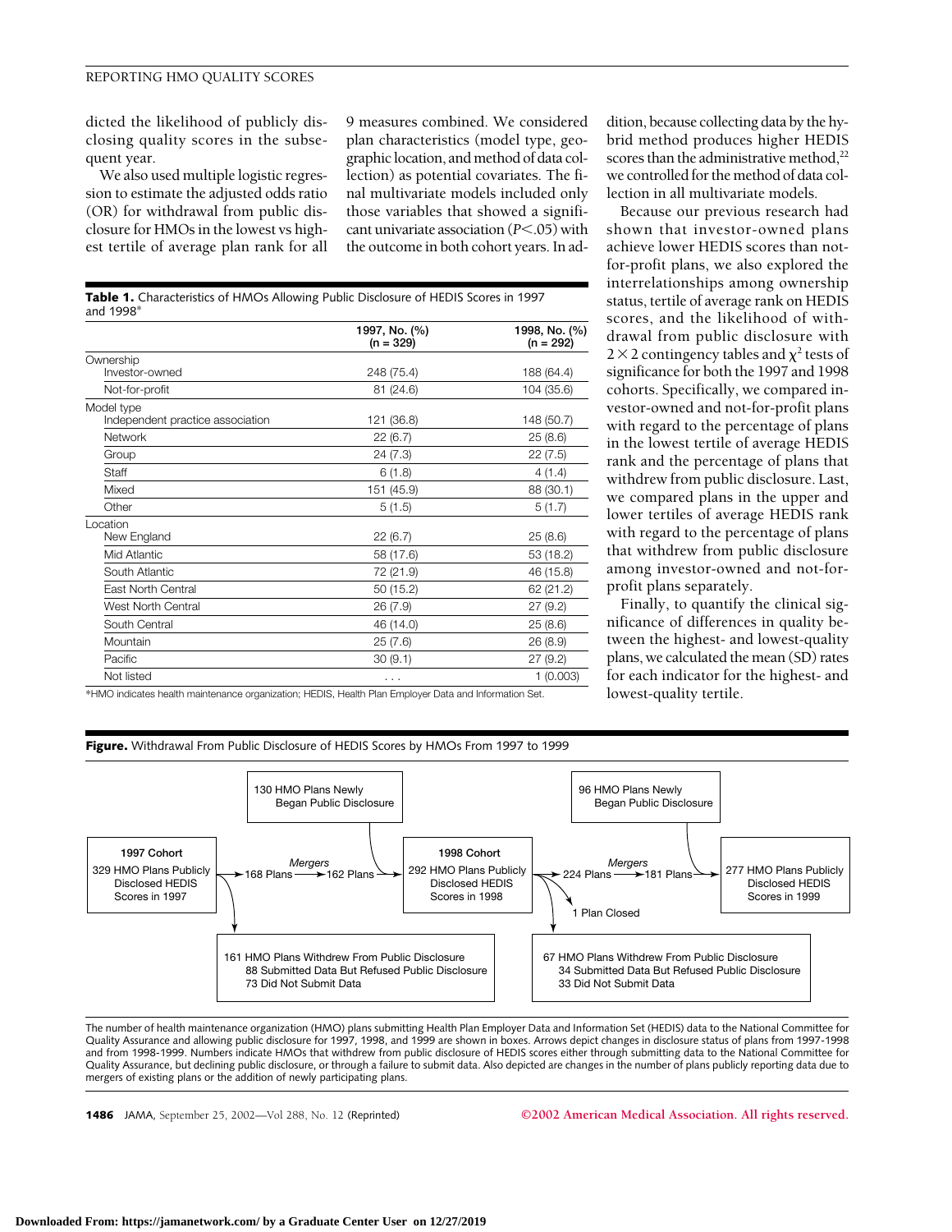dicted the likelihood of publicly disclosing quality scores in the subsequent year.

We also used multiple logistic regression to estimate the adjusted odds ratio (OR) for withdrawal from public disclosure for HMOs in the lowest vs highest tertile of average plan rank for all 9 measures combined. We considered plan characteristics (model type, geographic location, and method of data collection) as potential covariates. The final multivariate models included only those variables that showed a significant univariate association ($P<.05$) with the outcome in both cohort years. In addition, because collecting data by the hybrid method produces higher HEDIS scores than the administrative method,[22] we controlled for the method of data collection in all multivariate models.

Because our previous research had shown that investor-owned plans achieve lower HEDIS scores than not-for-profit plans, we also explored the interrelationships among ownership status, tertile of average rank on HEDIS scores, and the likelihood of withdrawal from public disclosure with $2 \times 2$ contingency tables and $\chi^2$ tests of significance for both the 1997 and 1998 cohorts. Specifically, we compared investor-owned and not-for-profit plans with regard to the percentage of plans in the lowest tertile of average HEDIS rank and the percentage of plans that withdrew from public disclosure. Last, we compared plans in the upper and lower tertiles of average HEDIS rank with regard to the percentage of plans that withdrew from public disclosure among investor-owned and not-for-profit plans separately.

Finally, to quantify the clinical significance of differences in quality between the highest- and lowest-quality plans, we calculated the mean (SD) rates for each indicator for the highest- and lowest-quality tertile.

**Table 1.** Characteristics of HMOs Allowing Public Disclosure of HEDIS Scores in 1997 and 1998*

| | 1997, No. (%) (n = 329) | 1998, No. (%) (n = 292) |
|---|---|---|
| Ownership | | |
| Investor-owned | 248 (75.4) | 188 (64.4) |
| Not-for-profit | 81 (24.6) | 104 (35.6) |
| Model type | | |
| Independent practice association | 121 (36.8) | 148 (50.7) |
| Network | 22 (6.7) | 25 (8.6) |
| Group | 24 (7.3) | 22 (7.5) |
| Staff | 6 (1.8) | 4 (1.4) |
| Mixed | 151 (45.9) | 88 (30.1) |
| Other | 5 (1.5) | 5 (1.7) |
| Location | | |
| New England | 22 (6.7) | 25 (8.6) |
| Mid Atlantic | 58 (17.6) | 53 (18.2) |
| South Atlantic | 72 (21.9) | 46 (15.8) |
| East North Central | 50 (15.2) | 62 (21.2) |
| West North Central | 26 (7.9) | 27 (9.2) |
| South Central | 46 (14.0) | 25 (8.6) |
| Mountain | 25 (7.6) | 26 (8.9) |
| Pacific | 30 (9.1) | 27 (9.2) |
| Not listed | ... | 1 (0.003) |

*HMO indicates health maintenance organization; HEDIS, Health Plan Employer Data and Information Set.

**Figure.** Withdrawal From Public Disclosure of HEDIS Scores by HMOs From 1997 to 1999

1997 Cohort: 329 HMO Plans Publicly Disclosed HEDIS Scores in 1997 → 168 Plans → *Mergers* → 162 Plans (+ 130 HMO Plans Newly Began Public Disclosure) → 1998 Cohort: 292 HMO Plans Publicly Disclosed HEDIS Scores in 1998 → 224 Plans → *Mergers* → 181 Plans (+ 96 HMO Plans Newly Began Public Disclosure) → 277 HMO Plans Publicly Disclosed HEDIS Scores in 1999

From 1997 Cohort: 161 HMO Plans Withdrew From Public Disclosure; 88 Submitted Data But Refused Public Disclosure; 73 Did Not Submit Data

From 1998 Cohort: 1 Plan Closed; 67 HMO Plans Withdrew From Public Disclosure; 34 Submitted Data But Refused Public Disclosure; 33 Did Not Submit Data

The number of health maintenance organization (HMO) plans submitting Health Plan Employer Data and Information Set (HEDIS) data to the National Committee for Quality Assurance and allowing public disclosure for 1997, 1998, and 1999 are shown in boxes. Arrows depict changes in disclosure status of plans from 1997-1998 and from 1998-1999. Numbers indicate HMOs that withdrew from public disclosure of HEDIS scores either through submitting data to the National Committee for Quality Assurance, but declining public disclosure, or through a failure to submit data. Also depicted are changes in the number of plans publicly reporting data due to mergers of existing plans or the addition of newly participating plans.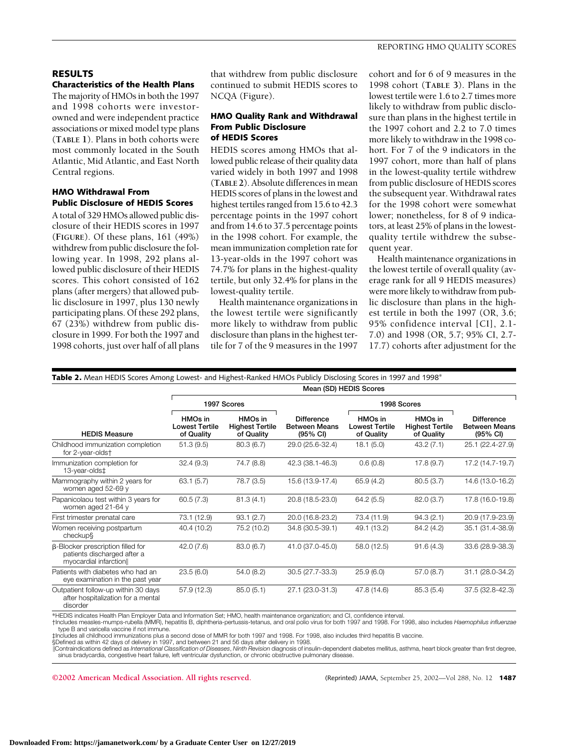## RESULTS

### Characteristics of the Health Plans

The majority of HMOs in both the 1997 and 1998 cohorts were investor-owned and were independent practice associations or mixed model type plans (**TABLE 1**). Plans in both cohorts were most commonly located in the South Atlantic, Mid Atlantic, and East North Central regions.

### HMO Withdrawal From Public Disclosure of HEDIS Scores

A total of 329 HMOs allowed public disclosure of their HEDIS scores in 1997 (**FIGURE**). Of these plans, 161 (49%) withdrew from public disclosure the following year. In 1998, 292 plans allowed public disclosure of their HEDIS scores. This cohort consisted of 162 plans (after mergers) that allowed public disclosure in 1997, plus 130 newly participating plans. Of these 292 plans, 67 (23%) withdrew from public disclosure in 1999. For both the 1997 and 1998 cohorts, just over half of all plans that withdrew from public disclosure continued to submit HEDIS scores to NCQA (Figure).

### HMO Quality Rank and Withdrawal From Public Disclosure of HEDIS Scores

HEDIS scores among HMOs that allowed public release of their quality data varied widely in both 1997 and 1998 (**TABLE 2**). Absolute differences in mean HEDIS scores of plans in the lowest and highest tertiles ranged from 15.6 to 42.3 percentage points in the 1997 cohort and from 14.6 to 37.5 percentage points in the 1998 cohort. For example, the mean immunization completion rate for 13-year-olds in the 1997 cohort was 74.7% for plans in the highest-quality tertile, but only 32.4% for plans in the lowest-quality tertile.

Health maintenance organizations in the lowest tertile were significantly more likely to withdraw from public disclosure than plans in the highest tertile for 7 of the 9 measures in the 1997 cohort and for 6 of 9 measures in the 1998 cohort (**TABLE 3**). Plans in the lowest tertile were 1.6 to 2.7 times more likely to withdraw from public disclosure than plans in the highest tertile in the 1997 cohort and 2.2 to 7.0 times more likely to withdraw in the 1998 cohort. For 7 of the 9 indicators in the 1997 cohort, more than half of plans in the lowest-quality tertile withdrew from public disclosure of HEDIS scores the subsequent year. Withdrawal rates for the 1998 cohort were somewhat lower; nonetheless, for 8 of 9 indicators, at least 25% of plans in the lowest-quality tertile withdrew the subsequent year.

Health maintenance organizations in the lowest tertile of overall quality (average rank for all 9 HEDIS measures) were more likely to withdraw from public disclosure than plans in the highest tertile in both the 1997 (OR, 3.6; 95% confidence interval [CI], 2.1-7.0) and 1998 (OR, 5.7; 95% CI, 2.7-17.7) cohorts after adjustment for the

**Table 2.** Mean HEDIS Scores Among Lowest- and Highest-Ranked HMOs Publicly Disclosing Scores in 1997 and 1998*

| | Mean (SD) HEDIS Scores | | | | | |
|---|---|---|---|---|---|---|
| | 1997 Scores | | | 1998 Scores | | |
| HEDIS Measure | HMOs in Lowest Tertile of Quality | HMOs in Highest Tertile of Quality | Difference Between Means (95% CI) | HMOs in Lowest Tertile of Quality | HMOs in Highest Tertile of Quality | Difference Between Means (95% CI) |
| Childhood immunization completion for 2-year-olds† | 51.3 (9.5) | 80.3 (6.7) | 29.0 (25.6-32.4) | 18.1 (5.0) | 43.2 (7.1) | 25.1 (22.4-27.9) |
| Immunization completion for 13-year-olds‡ | 32.4 (9.3) | 74.7 (8.8) | 42.3 (38.1-46.3) | 0.6 (0.8) | 17.8 (9.7) | 17.2 (14.7-19.7) |
| Mammography within 2 years for women aged 52-69 y | 63.1 (5.7) | 78.7 (3.5) | 15.6 (13.9-17.4) | 65.9 (4.2) | 80.5 (3.7) | 14.6 (13.0-16.2) |
| Papanicolaou test within 3 years for women aged 21-64 y | 60.5 (7.3) | 81.3 (4.1) | 20.8 (18.5-23.0) | 64.2 (5.5) | 82.0 (3.7) | 17.8 (16.0-19.8) |
| First trimester prenatal care | 73.1 (12.9) | 93.1 (2.7) | 20.0 (16.8-23.2) | 73.4 (11.9) | 94.3 (2.1) | 20.9 (17.9-23.9) |
| Women receiving postpartum checkup§ | 40.4 (10.2) | 75.2 (10.2) | 34.8 (30.5-39.1) | 49.1 (13.2) | 84.2 (4.2) | 35.1 (31.4-38.9) |
| β-Blocker prescription filled for patients discharged after a myocardial infarction‖ | 42.0 (7.6) | 83.0 (6.7) | 41.0 (37.0-45.0) | 58.0 (12.5) | 91.6 (4.3) | 33.6 (28.9-38.3) |
| Patients with diabetes who had an eye examination in the past year | 23.5 (6.0) | 54.0 (8.2) | 30.5 (27.7-33.3) | 25.9 (6.0) | 57.0 (8.7) | 31.1 (28.0-34.2) |
| Outpatient follow-up within 30 days after hospitalization for a mental disorder | 57.9 (12.3) | 85.0 (5.1) | 27.1 (23.0-31.3) | 47.8 (14.6) | 85.3 (5.4) | 37.5 (32.8-42.3) |

*HEDIS indicates Health Plan Employer Data and Information Set; HMO, health maintenance organization; and CI, confidence interval.
†Includes measles-mumps-rubella (MMR), hepatitis B, diphtheria-pertussis-tetanus, and oral polio virus for both 1997 and 1998. For 1998, also includes *Haemophilus influenzae* type B and varicella vaccine if not immune.
‡Includes all childhood immunizations plus a second dose of MMR for both 1997 and 1998. For 1998, also includes third hepatitis B vaccine.
§Defined as within 42 days of delivery in 1997, and between 21 and 56 days after delivery in 1998.
‖Contraindications defined as *International Classification of Diseases*, *Ninth Revision* diagnosis of insulin-dependent diabetes mellitus, asthma, heart block greater than first degree, sinus bradycardia, congestive heart failure, left ventricular dysfunction, or chronic obstructive pulmonary disease.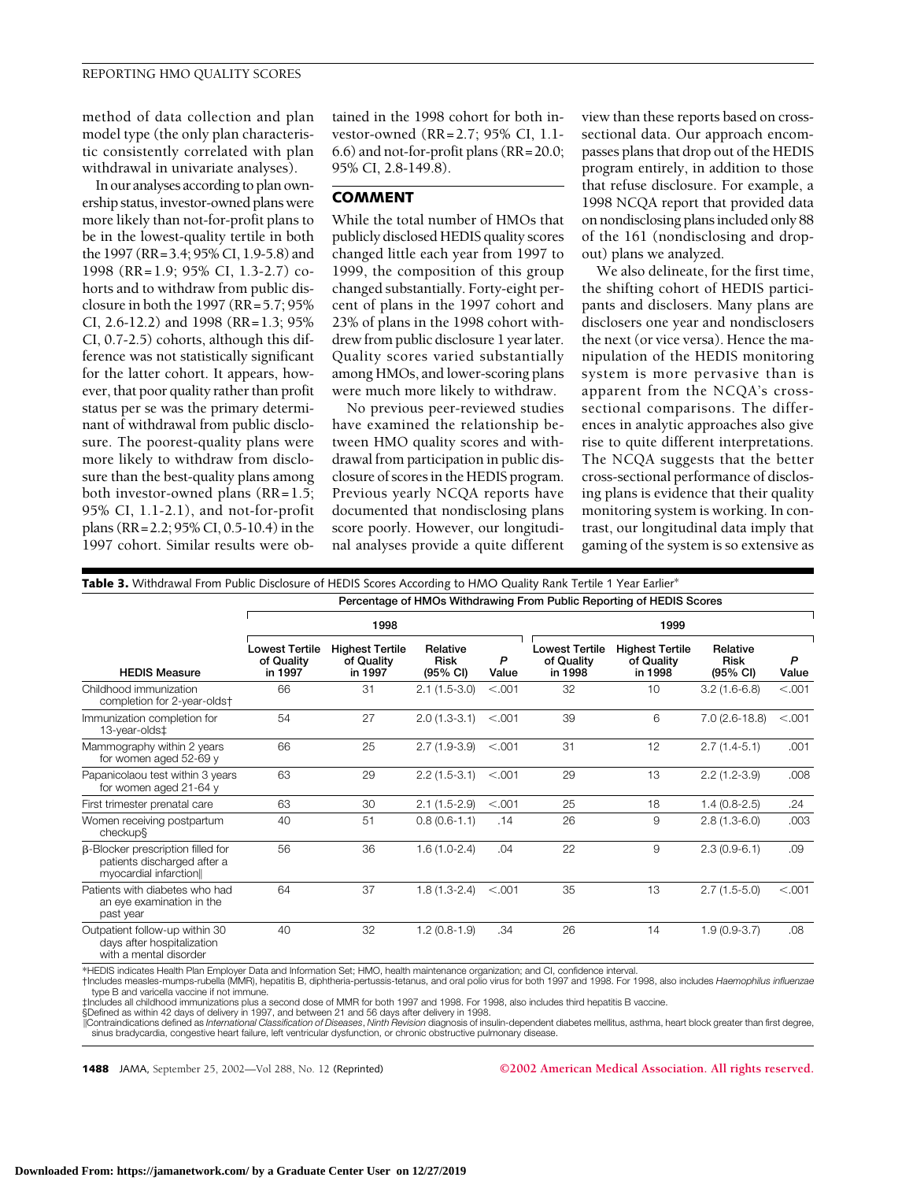method of data collection and plan model type (the only plan characteristic consistently correlated with plan withdrawal in univariate analyses).

In our analyses according to plan ownership status, investor-owned plans were more likely than not-for-profit plans to be in the lowest-quality tertile in both the 1997 (RR=3.4; 95% CI, 1.9-5.8) and 1998 (RR=1.9; 95% CI, 1.3-2.7) cohorts and to withdraw from public disclosure in both the 1997 (RR=5.7; 95% CI, 2.6-12.2) and 1998 (RR=1.3; 95% CI, 0.7-2.5) cohorts, although this difference was not statistically significant for the latter cohort. It appears, however, that poor quality rather than profit status per se was the primary determinant of withdrawal from public disclosure. The poorest-quality plans were more likely to withdraw from disclosure than the best-quality plans among both investor-owned plans (RR=1.5; 95% CI, 1.1-2.1), and not-for-profit plans (RR=2.2; 95% CI, 0.5-10.4) in the 1997 cohort. Similar results were obtained in the 1998 cohort for both investor-owned (RR=2.7; 95% CI, 1.1-6.6) and not-for-profit plans (RR=20.0; 95% CI, 2.8-149.8).

## COMMENT

While the total number of HMOs that publicly disclosed HEDIS quality scores changed little each year from 1997 to 1999, the composition of this group changed substantially. Forty-eight percent of plans in the 1997 cohort and 23% of plans in the 1998 cohort withdrew from public disclosure 1 year later. Quality scores varied substantially among HMOs, and lower-scoring plans were much more likely to withdraw.

No previous peer-reviewed studies have examined the relationship between HMO quality scores and withdrawal from participation in public disclosure of scores in the HEDIS program. Previous yearly NCQA reports have documented that nondisclosing plans score poorly. However, our longitudinal analyses provide a quite different view than these reports based on cross-sectional data. Our approach encompasses plans that drop out of the HEDIS program entirely, in addition to those that refuse disclosure. For example, a 1998 NCQA report that provided data on nondisclosing plans included only 88 of the 161 (nondisclosing and dropout) plans we analyzed.

We also delineate, for the first time, the shifting cohort of HEDIS participants and disclosers. Many plans are disclosers one year and nondisclosers the next (or vice versa). Hence the manipulation of the HEDIS monitoring system is more pervasive than is apparent from the NCQA's cross-sectional comparisons. The differences in analytic approaches also give rise to quite different interpretations. The NCQA suggests that the better cross-sectional performance of disclosing plans is evidence that their quality monitoring system is working. In contrast, our longitudinal data imply that gaming of the system is so extensive as

**Table 3.** Withdrawal From Public Disclosure of HEDIS Scores According to HMO Quality Rank Tertile 1 Year Earlier*

| | Percentage of HMOs Withdrawing From Public Reporting of HEDIS Scores | | | | | | | |
|---|---|---|---|---|---|---|---|---|
| | 1998 | | | | 1999 | | | |
| HEDIS Measure | Lowest Tertile of Quality in 1997 | Highest Tertile of Quality in 1997 | Relative Risk (95% CI) | *P* Value | Lowest Tertile of Quality in 1998 | Highest Tertile of Quality in 1998 | Relative Risk (95% CI) | *P* Value |
| Childhood immunization completion for 2-year-olds† | 66 | 31 | 2.1 (1.5-3.0) | <.001 | 32 | 10 | 3.2 (1.6-6.8) | <.001 |
| Immunization completion for 13-year-olds‡ | 54 | 27 | 2.0 (1.3-3.1) | <.001 | 39 | 6 | 7.0 (2.6-18.8) | <.001 |
| Mammography within 2 years for women aged 52-69 y | 66 | 25 | 2.7 (1.9-3.9) | <.001 | 31 | 12 | 2.7 (1.4-5.1) | .001 |
| Papanicolaou test within 3 years for women aged 21-64 y | 63 | 29 | 2.2 (1.5-3.1) | <.001 | 29 | 13 | 2.2 (1.2-3.9) | .008 |
| First trimester prenatal care | 63 | 30 | 2.1 (1.5-2.9) | <.001 | 25 | 18 | 1.4 (0.8-2.5) | .24 |
| Women receiving postpartum checkup§ | 40 | 51 | 0.8 (0.6-1.1) | .14 | 26 | 9 | 2.8 (1.3-6.0) | .003 |
| β-Blocker prescription filled for patients discharged after a myocardial infarction‖ | 56 | 36 | 1.6 (1.0-2.4) | .04 | 22 | 9 | 2.3 (0.9-6.1) | .09 |
| Patients with diabetes who had an eye examination in the past year | 64 | 37 | 1.8 (1.3-2.4) | <.001 | 35 | 13 | 2.7 (1.5-5.0) | <.001 |
| Outpatient follow-up within 30 days after hospitalization with a mental disorder | 40 | 32 | 1.2 (0.8-1.9) | .34 | 26 | 14 | 1.9 (0.9-3.7) | .08 |

*HEDIS indicates Health Plan Employer Data and Information Set; HMO, health maintenance organization; and CI, confidence interval.
†Includes measles-mumps-rubella (MMR), hepatitis B, diphtheria-pertussis-tetanus, and oral polio virus for both 1997 and 1998. For 1998, also includes *Haemophilus influenzae* type B and varicella vaccine if not immune.
‡Includes all childhood immunizations plus a second dose of MMR for both 1997 and 1998. For 1998, also includes third hepatitis B vaccine.
§Defined as within 42 days of delivery in 1997, and between 21 and 56 days after delivery in 1998.
‖Contraindications defined as *International Classification of Diseases*, *Ninth Revision* diagnosis of insulin-dependent diabetes mellitus, asthma, heart block greater than first degree, sinus bradycardia, congestive heart failure, left ventricular dysfunction, or chronic obstructive pulmonary disease.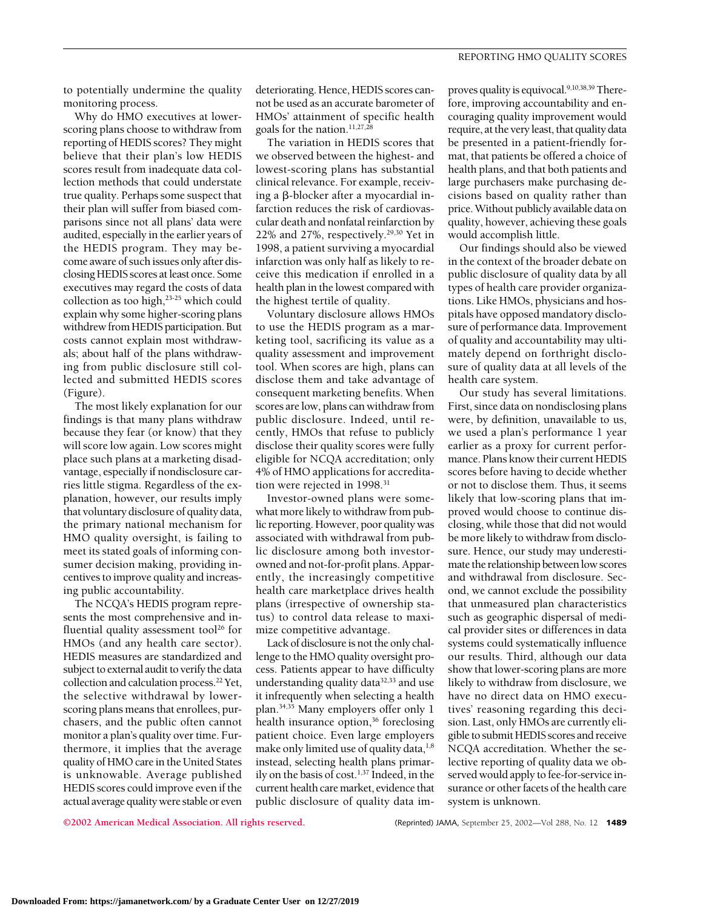to potentially undermine the quality monitoring process.

Why do HMO executives at lower-scoring plans choose to withdraw from reporting of HEDIS scores? They might believe that their plan's low HEDIS scores result from inadequate data collection methods that could understate true quality. Perhaps some suspect that their plan will suffer from biased comparisons since not all plans' data were audited, especially in the earlier years of the HEDIS program. They may become aware of such issues only after disclosing HEDIS scores at least once. Some executives may regard the costs of data collection as too high,[23-25] which could explain why some higher-scoring plans withdrew from HEDIS participation. But costs cannot explain most withdrawals; about half of the plans withdrawing from public disclosure still collected and submitted HEDIS scores (Figure).

The most likely explanation for our findings is that many plans withdraw because they fear (or know) that they will score low again. Low scores might place such plans at a marketing disadvantage, especially if nondisclosure carries little stigma. Regardless of the explanation, however, our results imply that voluntary disclosure of quality data, the primary national mechanism for HMO quality oversight, is failing to meet its stated goals of informing consumer decision making, providing incentives to improve quality and increasing public accountability.

The NCQA's HEDIS program represents the most comprehensive and influential quality assessment tool[26] for HMOs (and any health care sector). HEDIS measures are standardized and subject to external audit to verify the data collection and calculation process.[22] Yet, the selective withdrawal by lower-scoring plans means that enrollees, purchasers, and the public often cannot monitor a plan's quality over time. Furthermore, it implies that the average quality of HMO care in the United States is unknowable. Average published HEDIS scores could improve even if the actual average quality were stable or even deteriorating. Hence, HEDIS scores cannot be used as an accurate barometer of HMOs' attainment of specific health goals for the nation.[11,27,28]

The variation in HEDIS scores that we observed between the highest- and lowest-scoring plans has substantial clinical relevance. For example, receiving a β-blocker after a myocardial infarction reduces the risk of cardiovascular death and nonfatal reinfarction by 22% and 27%, respectively.[29,30] Yet in 1998, a patient surviving a myocardial infarction was only half as likely to receive this medication if enrolled in a health plan in the lowest compared with the highest tertile of quality.

Voluntary disclosure allows HMOs to use the HEDIS program as a marketing tool, sacrificing its value as a quality assessment and improvement tool. When scores are high, plans can disclose them and take advantage of consequent marketing benefits. When scores are low, plans can withdraw from public disclosure. Indeed, until recently, HMOs that refuse to publicly disclose their quality scores were fully eligible for NCQA accreditation; only 4% of HMO applications for accreditation were rejected in 1998.[31]

Investor-owned plans were somewhat more likely to withdraw from public reporting. However, poor quality was associated with withdrawal from public disclosure among both investor-owned and not-for-profit plans. Apparently, the increasingly competitive health care marketplace drives health plans (irrespective of ownership status) to control data release to maximize competitive advantage.

Lack of disclosure is not the only challenge to the HMO quality oversight process. Patients appear to have difficulty understanding quality data[32,33] and use it infrequently when selecting a health plan.[34,35] Many employers offer only 1 health insurance option,[36] foreclosing patient choice. Even large employers make only limited use of quality data,[1,8] instead, selecting health plans primarily on the basis of cost.[1,37] Indeed, in the current health care market, evidence that public disclosure of quality data improves quality is equivocal.[9,10,38,39] Therefore, improving accountability and encouraging quality improvement would require, at the very least, that quality data be presented in a patient-friendly format, that patients be offered a choice of health plans, and that both patients and large purchasers make purchasing decisions based on quality rather than price. Without publicly available data on quality, however, achieving these goals would accomplish little.

Our findings should also be viewed in the context of the broader debate on public disclosure of quality data by all types of health care provider organizations. Like HMOs, physicians and hospitals have opposed mandatory disclosure of performance data. Improvement of quality and accountability may ultimately depend on forthright disclosure of quality data at all levels of the health care system.

Our study has several limitations. First, since data on nondisclosing plans were, by definition, unavailable to us, we used a plan's performance 1 year earlier as a proxy for current performance. Plans know their current HEDIS scores before having to decide whether or not to disclose them. Thus, it seems likely that low-scoring plans that improved would choose to continue disclosing, while those that did not would be more likely to withdraw from disclosure. Hence, our study may underestimate the relationship between low scores and withdrawal from disclosure. Second, we cannot exclude the possibility that unmeasured plan characteristics such as geographic dispersal of medical provider sites or differences in data systems could systematically influence our results. Third, although our data show that lower-scoring plans are more likely to withdraw from disclosure, we have no direct data on HMO executives' reasoning regarding this decision. Last, only HMOs are currently eligible to submit HEDIS scores and receive NCQA accreditation. Whether the selective reporting of quality data we observed would apply to fee-for-service insurance or other facets of the health care system is unknown.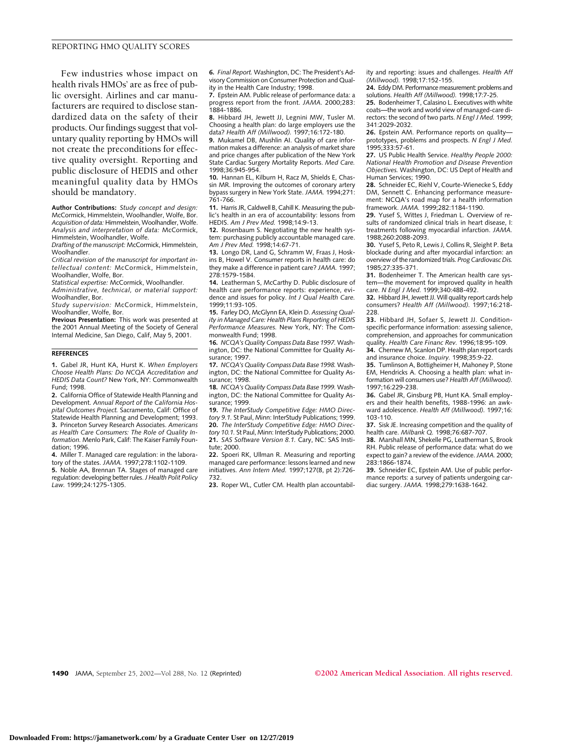Few industries whose impact on health rivals HMOs' are as free of public oversight. Airlines and car manufacturers are required to disclose standardized data on the safety of their products. Our findings suggest that voluntary quality reporting by HMOs will not create the preconditions for effective quality oversight. Reporting and public disclosure of HEDIS and other meaningful quality data by HMOs should be mandatory.

**Author Contributions:** *Study concept and design:* McCormick, Himmelstein, Woolhandler, Wolfe, Bor.
*Acquisition of data:* Himmelstein, Woolhandler, Wolfe.
*Analysis and interpretation of data:* McCormick, Himmelstein, Woolhandler, Wolfe.
*Drafting of the manuscript:* McCormick, Himmelstein, Woolhandler.
*Critical revision of the manuscript for important intellectual content:* McCormick, Himmelstein, Woolhandler, Wolfe, Bor.
*Statistical expertise:* McCormick, Woolhandler.
*Administrative, technical, or material support:* Woolhandler, Bor.
*Study supervision:* McCormick, Himmelstein, Woolhandler, Wolfe, Bor.
**Previous Presentation:** This work was presented at the 2001 Annual Meeting of the Society of General Internal Medicine, San Diego, Calif, May 5, 2001.

## REFERENCES

1. Gabel JR, Hunt KA, Hurst K. *When Employers Choose Health Plans: Do NCQA Accreditation and HEDIS Data Count?* New York, NY: Commonwealth Fund; 1998.
2. California Office of Statewide Health Planning and Development. *Annual Report of the California Hospital Outcomes Project.* Sacramento, Calif: Office of Statewide Health Planning and Development; 1993.
3. Princeton Survey Research Associates. *Americans as Health Care Consumers: The Role of Quality Information.* Menlo Park, Calif: The Kaiser Family Foundation; 1996.
4. Miller T. Managed care regulation: in the laboratory of the states. *JAMA.* 1997;278:1102-1109.
5. Noble AA, Brennan TA. Stages of managed care regulation: developing better rules. *J Health Polit Policy Law.* 1999;24:1275-1305.
6. *Final Report.* Washington, DC: The President's Advisory Commission on Consumer Protection and Quality in the Health Care Industry; 1998.
7. Epstein AM. Public release of performance data: a progress report from the front. *JAMA.* 2000;283:1884-1886.
8. Hibbard JH, Jewett JJ, Legnini MW, Tusler M. Choosing a health plan: do large employers use the data? *Health Aff (Millwood).* 1997;16:172-180.
9. Mukamel DB, Mushlin AI. Quality of care information makes a difference: an analysis of market share and price changes after publication of the New York State Cardiac Surgery Mortality Reports. *Med Care.* 1998;36:945-954.
10. Hannan EL, Kilburn H, Racz M, Shields E, Chassin MR. Improving the outcomes of coronary artery bypass surgery in New York State. *JAMA.* 1994;271:761-766.
11. Harris JR, Caldwell B, Cahill K. Measuring the public's health in an era of accountability: lessons from HEDIS. *Am J Prev Med.* 1998;14:9-13.
12. Rosenbaum S. Negotiating the new health system: purchasing publicly accountable managed care. *Am J Prev Med.* 1998;14:67-71.
13. Longo DR, Land G, Schramm W, Fraas J, Hoskins B, Howel V. Consumer reports in health care: do they make a difference in patient care? *JAMA.* 1997;278:1579-1584.
14. Leatherman S, McCarthy D. Public disclosure of health care performance reports: experience, evidence and issues for policy. *Int J Qual Health Care.* 1999;11:93-105.
15. Farley DO, McGlynn EA, Klein D. *Assessing Quality in Managed Care: Health Plans Reporting of HEDIS Performance Measures.* New York, NY: The Commonwealth Fund; 1998.
16. *NCQA's Quality Compass Data Base 1997.* Washington, DC: The National Committee for Quality Assurance; 1997.
17. *NCQA's Quality Compass Data Base 1998.* Washington, DC: The National Committee for Quality Assurance; 1998.
18. *NCQA's Quality Compass Data Base 1999.* Washington, DC: The National Committee for Quality Assurance; 1999.
19. *The InterStudy Competitive Edge: HMO Directory 9.1.* St Paul, Minn: InterStudy Publications; 1999.
20. *The InterStudy Competitive Edge: HMO Directory 10.1.* St Paul, Minn: InterStudy Publications; 2000.
21. *SAS Software Version 8.1.* Cary, NC: SAS Institute; 2000.
22. Spoeri RK, Ullman R. Measuring and reporting managed care performance: lessons learned and new initiatives. *Ann Intern Med.* 1997;127(8, pt 2):726-732.
23. Roper WL, Cutler CM. Health plan accountability and reporting: issues and challenges. *Health Aff (Millwood).* 1998;17:152-155.
24. Eddy DM. Performance measurement: problems and solutions. *Health Aff (Millwood).* 1998;17:7-25.
25. Bodenheimer T, Calasino L. Executives with white coats—the work and world view of managed-care directors: the second of two parts. *N Engl J Med.* 1999;341:2029-2032.
26. Epstein AM. Performance reports on quality—prototypes, problems and prospects. *N Engl J Med.* 1995;333:57-61.
27. US Public Health Service. *Healthy People 2000: National Health Promotion and Disease Prevention Objectives.* Washington, DC: US Dept of Health and Human Services; 1990.
28. Schneider EC, Riehl V, Courte-Wienecke S, Eddy DM, Sennett C. Enhancing performance measurement: NCQA's road map for a health information framework. *JAMA.* 1999;282:1184-1190.
29. Yusef S, Wittes J, Friedman L. Overview of results of randomized clinical trials in heart disease, I: treatments following myocardial infarction. *JAMA.* 1988;260:2088-2093.
30. Yusef S, Peto R, Lewis J, Collins R, Sleight P. Beta blockade during and after myocardial infarction: an overview of the randomized trials. *Prog Cardiovasc Dis.* 1985;27:335-371.
31. Bodenheimer T. The American health care system—the movement for improved quality in health care. *N Engl J Med.* 1999;340:488-492.
32. Hibbard JH, Jewett JJ. Will quality report cards help consumers? *Health Aff (Millwood).* 1997;16:218-228.
33. Hibbard JH, Sofaer S, Jewett JJ. Condition-specific performance information: assessing salience, comprehension, and approaches for communication quality. *Health Care Financ Rev.* 1996;18:95-109.
34. Chernew M, Scanlon DP. Health plan report cards and insurance choice. *Inquiry.* 1998;35:9-22.
35. Tumlinson A, Bottigheimer H, Mahoney P, Stone EM, Hendricks A. Choosing a health plan: what information will consumers use? *Health Aff (Millwood).* 1997;16:229-238.
36. Gabel JR, Ginsburg PB, Hunt KA. Small employers and their health benefits, 1988-1996: an awkward adolescence. *Health Aff (Millwood).* 1997;16:103-110.
37. Sisk JE. Increasing competition and the quality of health care. *Milbank Q.* 1998;76:687-707.
38. Marshall MN, Shekelle PG, Leatherman S, Brook RH. Public release of performance data: what do we expect to gain? a review of the evidence. *JAMA.* 2000;283:1866-1874.
39. Schneider EC, Epstein AM. Use of public performance reports: a survey of patients undergoing cardiac surgery. *JAMA.* 1998;279:1638-1642.